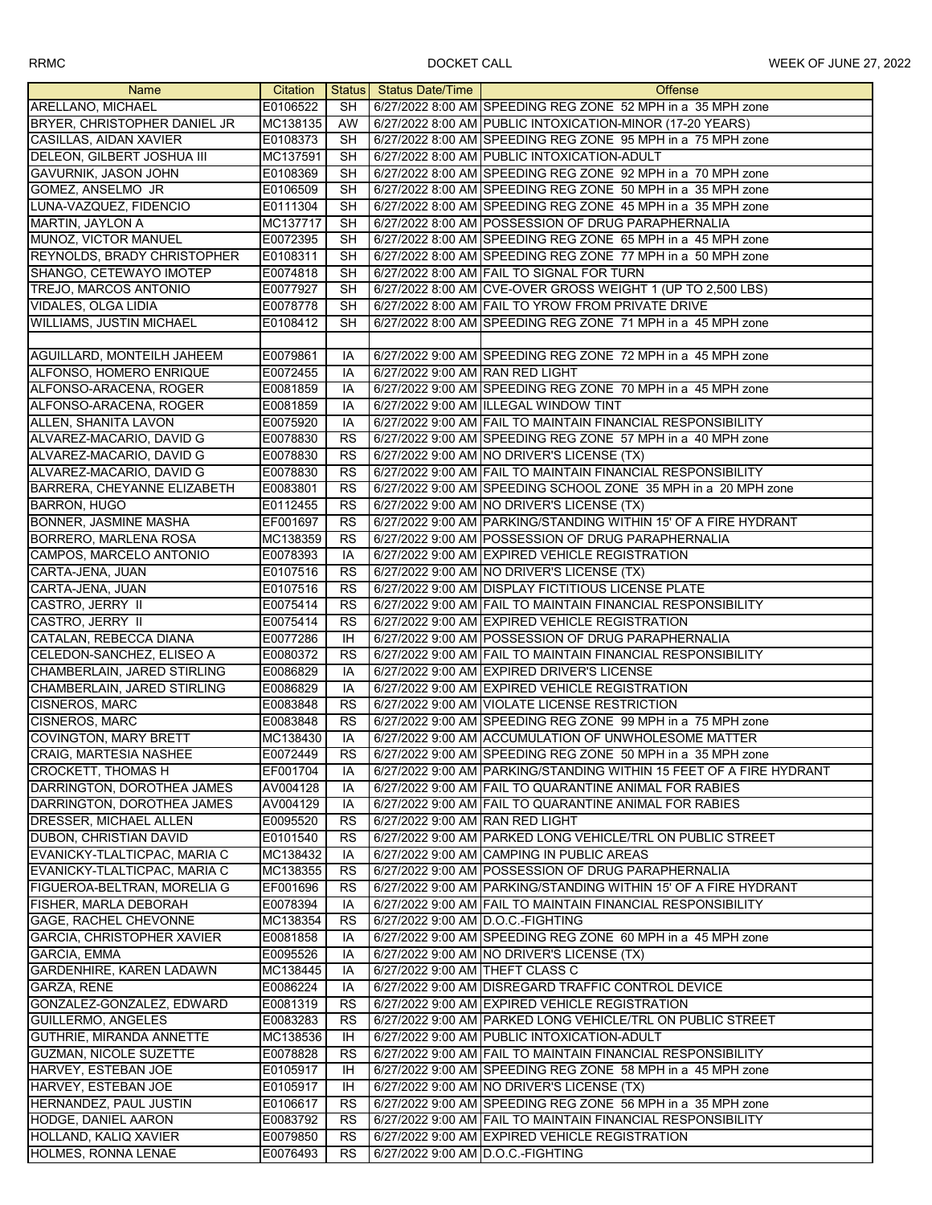RRMC DOCKET CALL WEEK OF JUNE 27, 2022

| Name | Citation | Status | Status Date/Time | Offense |
|---|---|---|---|---|
| ARELLANO, MICHAEL | E0106522 | SH | 6/27/2022 8:00 AM | SPEEDING REG ZONE 52 MPH in a 35 MPH zone |
| BRYER, CHRISTOPHER DANIEL JR | MC138135 | AW | 6/27/2022 8:00 AM | PUBLIC INTOXICATION-MINOR (17-20 YEARS) |
| CASILLAS, AIDAN XAVIER | E0108373 | SH | 6/27/2022 8:00 AM | SPEEDING REG ZONE 95 MPH in a 75 MPH zone |
| DELEON, GILBERT JOSHUA III | MC137591 | SH | 6/27/2022 8:00 AM | PUBLIC INTOXICATION-ADULT |
| GAVURNIK, JASON JOHN | E0108369 | SH | 6/27/2022 8:00 AM | SPEEDING REG ZONE 92 MPH in a 70 MPH zone |
| GOMEZ, ANSELMO JR | E0106509 | SH | 6/27/2022 8:00 AM | SPEEDING REG ZONE 50 MPH in a 35 MPH zone |
| LUNA-VAZQUEZ, FIDENCIO | E0111304 | SH | 6/27/2022 8:00 AM | SPEEDING REG ZONE 45 MPH in a 35 MPH zone |
| MARTIN, JAYLON A | MC137717 | SH | 6/27/2022 8:00 AM | POSSESSION OF DRUG PARAPHERNALIA |
| MUNOZ, VICTOR MANUEL | E0072395 | SH | 6/27/2022 8:00 AM | SPEEDING REG ZONE 65 MPH in a 45 MPH zone |
| REYNOLDS, BRADY CHRISTOPHER | E0108311 | SH | 6/27/2022 8:00 AM | SPEEDING REG ZONE 77 MPH in a 50 MPH zone |
| SHANGO, CETEWAYO IMOTEP | E0074818 | SH | 6/27/2022 8:00 AM | FAIL TO SIGNAL FOR TURN |
| TREJO, MARCOS ANTONIO | E0077927 | SH | 6/27/2022 8:00 AM | CVE-OVER GROSS WEIGHT 1 (UP TO 2,500 LBS) |
| VIDALES, OLGA LIDIA | E0078778 | SH | 6/27/2022 8:00 AM | FAIL TO YROW FROM PRIVATE DRIVE |
| WILLIAMS, JUSTIN MICHAEL | E0108412 | SH | 6/27/2022 8:00 AM | SPEEDING REG ZONE 71 MPH in a 45 MPH zone |
| | | | | |
| AGUILLARD, MONTEILH JAHEEM | E0079861 | IA | 6/27/2022 9:00 AM | SPEEDING REG ZONE 72 MPH in a 45 MPH zone |
| ALFONSO, HOMERO ENRIQUE | E0072455 | IA | 6/27/2022 9:00 AM | RAN RED LIGHT |
| ALFONSO-ARACENA, ROGER | E0081859 | IA | 6/27/2022 9:00 AM | SPEEDING REG ZONE 70 MPH in a 45 MPH zone |
| ALFONSO-ARACENA, ROGER | E0081859 | IA | 6/27/2022 9:00 AM | ILLEGAL WINDOW TINT |
| ALLEN, SHANITA LAVON | E0075920 | IA | 6/27/2022 9:00 AM | FAIL TO MAINTAIN FINANCIAL RESPONSIBILITY |
| ALVAREZ-MACARIO, DAVID G | E0078830 | RS | 6/27/2022 9:00 AM | SPEEDING REG ZONE 57 MPH in a 40 MPH zone |
| ALVAREZ-MACARIO, DAVID G | E0078830 | RS | 6/27/2022 9:00 AM | NO DRIVER'S LICENSE (TX) |
| ALVAREZ-MACARIO, DAVID G | E0078830 | RS | 6/27/2022 9:00 AM | FAIL TO MAINTAIN FINANCIAL RESPONSIBILITY |
| BARRERA, CHEYANNE ELIZABETH | E0083801 | RS | 6/27/2022 9:00 AM | SPEEDING SCHOOL ZONE 35 MPH in a 20 MPH zone |
| BARRON, HUGO | E0112455 | RS | 6/27/2022 9:00 AM | NO DRIVER'S LICENSE (TX) |
| BONNER, JASMINE MASHA | EF001697 | RS | 6/27/2022 9:00 AM | PARKING/STANDING WITHIN 15' OF A FIRE HYDRANT |
| BORRERO, MARLENA ROSA | MC138359 | RS | 6/27/2022 9:00 AM | POSSESSION OF DRUG PARAPHERNALIA |
| CAMPOS, MARCELO ANTONIO | E0078393 | IA | 6/27/2022 9:00 AM | EXPIRED VEHICLE REGISTRATION |
| CARTA-JENA, JUAN | E0107516 | RS | 6/27/2022 9:00 AM | NO DRIVER'S LICENSE (TX) |
| CARTA-JENA, JUAN | E0107516 | RS | 6/27/2022 9:00 AM | DISPLAY FICTITIOUS LICENSE PLATE |
| CASTRO, JERRY II | E0075414 | RS | 6/27/2022 9:00 AM | FAIL TO MAINTAIN FINANCIAL RESPONSIBILITY |
| CASTRO, JERRY II | E0075414 | RS | 6/27/2022 9:00 AM | EXPIRED VEHICLE REGISTRATION |
| CATALAN, REBECCA DIANA | E0077286 | IH | 6/27/2022 9:00 AM | POSSESSION OF DRUG PARAPHERNALIA |
| CELEDON-SANCHEZ, ELISEO A | E0080372 | RS | 6/27/2022 9:00 AM | FAIL TO MAINTAIN FINANCIAL RESPONSIBILITY |
| CHAMBERLAIN, JARED STIRLING | E0086829 | IA | 6/27/2022 9:00 AM | EXPIRED DRIVER'S LICENSE |
| CHAMBERLAIN, JARED STIRLING | E0086829 | IA | 6/27/2022 9:00 AM | EXPIRED VEHICLE REGISTRATION |
| CISNEROS, MARC | E0083848 | RS | 6/27/2022 9:00 AM | VIOLATE LICENSE RESTRICTION |
| CISNEROS, MARC | E0083848 | RS | 6/27/2022 9:00 AM | SPEEDING REG ZONE 99 MPH in a 75 MPH zone |
| COVINGTON, MARY BRETT | MC138430 | IA | 6/27/2022 9:00 AM | ACCUMULATION OF UNWHOLESOME MATTER |
| CRAIG, MARTESIA NASHEE | E0072449 | RS | 6/27/2022 9:00 AM | SPEEDING REG ZONE 50 MPH in a 35 MPH zone |
| CROCKETT, THOMAS H | EF001704 | IA | 6/27/2022 9:00 AM | PARKING/STANDING WITHIN 15 FEET OF A FIRE HYDRANT |
| DARRINGTON, DOROTHEA JAMES | AV004128 | IA | 6/27/2022 9:00 AM | FAIL TO QUARANTINE ANIMAL FOR RABIES |
| DARRINGTON, DOROTHEA JAMES | AV004129 | IA | 6/27/2022 9:00 AM | FAIL TO QUARANTINE ANIMAL FOR RABIES |
| DRESSER, MICHAEL ALLEN | E0095520 | RS | 6/27/2022 9:00 AM | RAN RED LIGHT |
| DUBON, CHRISTIAN DAVID | E0101540 | RS | 6/27/2022 9:00 AM | PARKED LONG VEHICLE/TRL ON PUBLIC STREET |
| EVANICKY-TLALTICPAC, MARIA C | MC138432 | IA | 6/27/2022 9:00 AM | CAMPING IN PUBLIC AREAS |
| EVANICKY-TLALTICPAC, MARIA C | MC138355 | RS | 6/27/2022 9:00 AM | POSSESSION OF DRUG PARAPHERNALIA |
| FIGUEROA-BELTRAN, MORELIA G | EF001696 | RS | 6/27/2022 9:00 AM | PARKING/STANDING WITHIN 15' OF A FIRE HYDRANT |
| FISHER, MARLA DEBORAH | E0078394 | IA | 6/27/2022 9:00 AM | FAIL TO MAINTAIN FINANCIAL RESPONSIBILITY |
| GAGE, RACHEL CHEVONNE | MC138354 | RS | 6/27/2022 9:00 AM | D.O.C.-FIGHTING |
| GARCIA, CHRISTOPHER XAVIER | E0081858 | IA | 6/27/2022 9:00 AM | SPEEDING REG ZONE 60 MPH in a 45 MPH zone |
| GARCIA, EMMA | E0095526 | IA | 6/27/2022 9:00 AM | NO DRIVER'S LICENSE (TX) |
| GARDENHIRE, KAREN LADAWN | MC138445 | IA | 6/27/2022 9:00 AM | THEFT CLASS C |
| GARZA, RENE | E0086224 | IA | 6/27/2022 9:00 AM | DISREGARD TRAFFIC CONTROL DEVICE |
| GONZALEZ-GONZALEZ, EDWARD | E0081319 | RS | 6/27/2022 9:00 AM | EXPIRED VEHICLE REGISTRATION |
| GUILLERMO, ANGELES | E0083283 | RS | 6/27/2022 9:00 AM | PARKED LONG VEHICLE/TRL ON PUBLIC STREET |
| GUTHRIE, MIRANDA ANNETTE | MC138536 | IH | 6/27/2022 9:00 AM | PUBLIC INTOXICATION-ADULT |
| GUZMAN, NICOLE SUZETTE | E0078828 | RS | 6/27/2022 9:00 AM | FAIL TO MAINTAIN FINANCIAL RESPONSIBILITY |
| HARVEY, ESTEBAN JOE | E0105917 | IH | 6/27/2022 9:00 AM | SPEEDING REG ZONE 58 MPH in a 45 MPH zone |
| HARVEY, ESTEBAN JOE | E0105917 | IH | 6/27/2022 9:00 AM | NO DRIVER'S LICENSE (TX) |
| HERNANDEZ, PAUL JUSTIN | E0106617 | RS | 6/27/2022 9:00 AM | SPEEDING REG ZONE 56 MPH in a 35 MPH zone |
| HODGE, DANIEL AARON | E0083792 | RS | 6/27/2022 9:00 AM | FAIL TO MAINTAIN FINANCIAL RESPONSIBILITY |
| HOLLAND, KALIQ XAVIER | E0079850 | RS | 6/27/2022 9:00 AM | EXPIRED VEHICLE REGISTRATION |
| HOLMES, RONNA LENAE | E0076493 | RS | 6/27/2022 9:00 AM | D.O.C.-FIGHTING |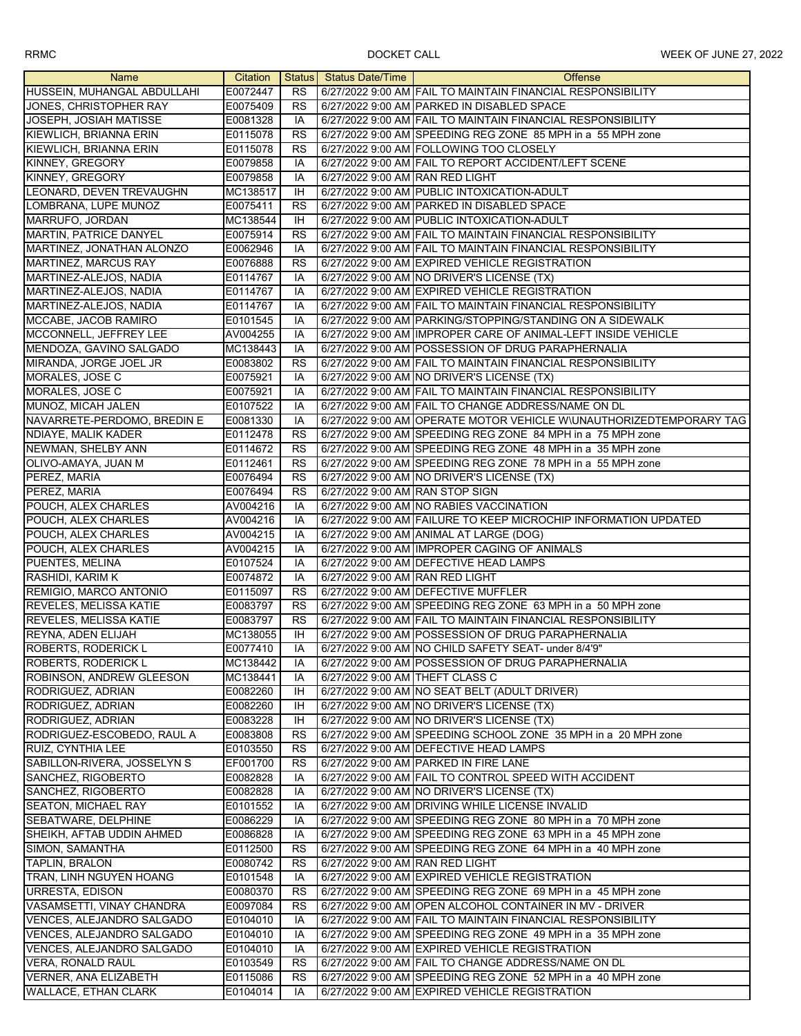| Name | Citation | Status | Status Date/Time | Offense |
|---|---|---|---|---|
| HUSSEIN, MUHANGAL ABDULLAHI | E0072447 | RS | 6/27/2022 9:00 AM | FAIL TO MAINTAIN FINANCIAL RESPONSIBILITY |
| JONES, CHRISTOPHER RAY | E0075409 | RS | 6/27/2022 9:00 AM | PARKED IN DISABLED SPACE |
| JOSEPH, JOSIAH MATISSE | E0081328 | IA | 6/27/2022 9:00 AM | FAIL TO MAINTAIN FINANCIAL RESPONSIBILITY |
| KIEWLICH, BRIANNA ERIN | E0115078 | RS | 6/27/2022 9:00 AM | SPEEDING REG ZONE 85 MPH in a 55 MPH zone |
| KIEWLICH, BRIANNA ERIN | E0115078 | RS | 6/27/2022 9:00 AM | FOLLOWING TOO CLOSELY |
| KINNEY, GREGORY | E0079858 | IA | 6/27/2022 9:00 AM | FAIL TO REPORT ACCIDENT/LEFT SCENE |
| KINNEY, GREGORY | E0079858 | IA | 6/27/2022 9:00 AM | RAN RED LIGHT |
| LEONARD, DEVEN TREVAUGHN | MC138517 | IH | 6/27/2022 9:00 AM | PUBLIC INTOXICATION-ADULT |
| LOMBRANA, LUPE MUNOZ | E0075411 | RS | 6/27/2022 9:00 AM | PARKED IN DISABLED SPACE |
| MARRUFO, JORDAN | MC138544 | IH | 6/27/2022 9:00 AM | PUBLIC INTOXICATION-ADULT |
| MARTIN, PATRICE DANYEL | E0075914 | RS | 6/27/2022 9:00 AM | FAIL TO MAINTAIN FINANCIAL RESPONSIBILITY |
| MARTINEZ, JONATHAN ALONZO | E0062946 | IA | 6/27/2022 9:00 AM | FAIL TO MAINTAIN FINANCIAL RESPONSIBILITY |
| MARTINEZ, MARCUS RAY | E0076888 | RS | 6/27/2022 9:00 AM | EXPIRED VEHICLE REGISTRATION |
| MARTINEZ-ALEJOS, NADIA | E0114767 | IA | 6/27/2022 9:00 AM | NO DRIVER'S LICENSE (TX) |
| MARTINEZ-ALEJOS, NADIA | E0114767 | IA | 6/27/2022 9:00 AM | EXPIRED VEHICLE REGISTRATION |
| MARTINEZ-ALEJOS, NADIA | E0114767 | IA | 6/27/2022 9:00 AM | FAIL TO MAINTAIN FINANCIAL RESPONSIBILITY |
| MCCABE, JACOB RAMIRO | E0101545 | IA | 6/27/2022 9:00 AM | PARKING/STOPPING/STANDING ON A SIDEWALK |
| MCCONNELL, JEFFREY LEE | AV004255 | IA | 6/27/2022 9:00 AM | IMPROPER CARE OF ANIMAL-LEFT INSIDE VEHICLE |
| MENDOZA, GAVINO SALGADO | MC138443 | IA | 6/27/2022 9:00 AM | POSSESSION OF DRUG PARAPHERNALIA |
| MIRANDA, JORGE JOEL JR | E0083802 | RS | 6/27/2022 9:00 AM | FAIL TO MAINTAIN FINANCIAL RESPONSIBILITY |
| MORALES, JOSE C | E0075921 | IA | 6/27/2022 9:00 AM | NO DRIVER'S LICENSE (TX) |
| MORALES, JOSE C | E0075921 | IA | 6/27/2022 9:00 AM | FAIL TO MAINTAIN FINANCIAL RESPONSIBILITY |
| MUNOZ, MICAH JALEN | E0107522 | IA | 6/27/2022 9:00 AM | FAIL TO CHANGE ADDRESS/NAME ON DL |
| NAVARRETE-PERDOMO, BREDIN E | E0081330 | IA | 6/27/2022 9:00 AM | OPERATE MOTOR VEHICLE W\UNAUTHORIZEDTEMPORARY TAG |
| NDIAYE, MALIK KADER | E0112478 | RS | 6/27/2022 9:00 AM | SPEEDING REG ZONE 84 MPH in a 75 MPH zone |
| NEWMAN, SHELBY ANN | E0114672 | RS | 6/27/2022 9:00 AM | SPEEDING REG ZONE 48 MPH in a 35 MPH zone |
| OLIVO-AMAYA, JUAN M | E0112461 | RS | 6/27/2022 9:00 AM | SPEEDING REG ZONE 78 MPH in a 55 MPH zone |
| PEREZ, MARIA | E0076494 | RS | 6/27/2022 9:00 AM | NO DRIVER'S LICENSE (TX) |
| PEREZ, MARIA | E0076494 | RS | 6/27/2022 9:00 AM | RAN STOP SIGN |
| POUCH, ALEX CHARLES | AV004216 | IA | 6/27/2022 9:00 AM | NO RABIES VACCINATION |
| POUCH, ALEX CHARLES | AV004216 | IA | 6/27/2022 9:00 AM | FAILURE TO KEEP MICROCHIP INFORMATION UPDATED |
| POUCH, ALEX CHARLES | AV004215 | IA | 6/27/2022 9:00 AM | ANIMAL AT LARGE (DOG) |
| POUCH, ALEX CHARLES | AV004215 | IA | 6/27/2022 9:00 AM | IMPROPER CAGING OF ANIMALS |
| PUENTES, MELINA | E0107524 | IA | 6/27/2022 9:00 AM | DEFECTIVE HEAD LAMPS |
| RASHIDI, KARIM K | E0074872 | IA | 6/27/2022 9:00 AM | RAN RED LIGHT |
| REMIGIO, MARCO ANTONIO | E0115097 | RS | 6/27/2022 9:00 AM | DEFECTIVE MUFFLER |
| REVELES, MELISSA KATIE | E0083797 | RS | 6/27/2022 9:00 AM | SPEEDING REG ZONE 63 MPH in a 50 MPH zone |
| REVELES, MELISSA KATIE | E0083797 | RS | 6/27/2022 9:00 AM | FAIL TO MAINTAIN FINANCIAL RESPONSIBILITY |
| REYNA, ADEN ELIJAH | MC138055 | IH | 6/27/2022 9:00 AM | POSSESSION OF DRUG PARAPHERNALIA |
| ROBERTS, RODERICK L | E0077410 | IA | 6/27/2022 9:00 AM | NO CHILD SAFETY SEAT- under 8/4'9" |
| ROBERTS, RODERICK L | MC138442 | IA | 6/27/2022 9:00 AM | POSSESSION OF DRUG PARAPHERNALIA |
| ROBINSON, ANDREW GLEESON | MC138441 | IA | 6/27/2022 9:00 AM | THEFT CLASS C |
| RODRIGUEZ, ADRIAN | E0082260 | IH | 6/27/2022 9:00 AM | NO SEAT BELT (ADULT DRIVER) |
| RODRIGUEZ, ADRIAN | E0082260 | IH | 6/27/2022 9:00 AM | NO DRIVER'S LICENSE (TX) |
| RODRIGUEZ, ADRIAN | E0083228 | IH | 6/27/2022 9:00 AM | NO DRIVER'S LICENSE (TX) |
| RODRIGUEZ-ESCOBEDO, RAUL A | E0083808 | RS | 6/27/2022 9:00 AM | SPEEDING SCHOOL ZONE 35 MPH in a 20 MPH zone |
| RUIZ, CYNTHIA LEE | E0103550 | RS | 6/27/2022 9:00 AM | DEFECTIVE HEAD LAMPS |
| SABILLON-RIVERA, JOSSELYN S | EF001700 | RS | 6/27/2022 9:00 AM | PARKED IN FIRE LANE |
| SANCHEZ, RIGOBERTO | E0082828 | IA | 6/27/2022 9:00 AM | FAIL TO CONTROL SPEED WITH ACCIDENT |
| SANCHEZ, RIGOBERTO | E0082828 | IA | 6/27/2022 9:00 AM | NO DRIVER'S LICENSE (TX) |
| SEATON, MICHAEL RAY | E0101552 | IA | 6/27/2022 9:00 AM | DRIVING WHILE LICENSE INVALID |
| SEBATWARE, DELPHINE | E0086229 | IA | 6/27/2022 9:00 AM | SPEEDING REG ZONE 80 MPH in a 70 MPH zone |
| SHEIKH, AFTAB UDDIN AHMED | E0086828 | IA | 6/27/2022 9:00 AM | SPEEDING REG ZONE 63 MPH in a 45 MPH zone |
| SIMON, SAMANTHA | E0112500 | RS | 6/27/2022 9:00 AM | SPEEDING REG ZONE 64 MPH in a 40 MPH zone |
| TAPLIN, BRALON | E0080742 | RS | 6/27/2022 9:00 AM | RAN RED LIGHT |
| TRAN, LINH NGUYEN HOANG | E0101548 | IA | 6/27/2022 9:00 AM | EXPIRED VEHICLE REGISTRATION |
| URRESTA, EDISON | E0080370 | RS | 6/27/2022 9:00 AM | SPEEDING REG ZONE 69 MPH in a 45 MPH zone |
| VASAMSETTI, VINAY CHANDRA | E0097084 | RS | 6/27/2022 9:00 AM | OPEN ALCOHOL CONTAINER IN MV - DRIVER |
| VENCES, ALEJANDRO SALGADO | E0104010 | IA | 6/27/2022 9:00 AM | FAIL TO MAINTAIN FINANCIAL RESPONSIBILITY |
| VENCES, ALEJANDRO SALGADO | E0104010 | IA | 6/27/2022 9:00 AM | SPEEDING REG ZONE 49 MPH in a 35 MPH zone |
| VENCES, ALEJANDRO SALGADO | E0104010 | IA | 6/27/2022 9:00 AM | EXPIRED VEHICLE REGISTRATION |
| VERA, RONALD RAUL | E0103549 | RS | 6/27/2022 9:00 AM | FAIL TO CHANGE ADDRESS/NAME ON DL |
| VERNER, ANA ELIZABETH | E0115086 | RS | 6/27/2022 9:00 AM | SPEEDING REG ZONE 52 MPH in a 40 MPH zone |
| WALLACE, ETHAN CLARK | E0104014 | IA | 6/27/2022 9:00 AM | EXPIRED VEHICLE REGISTRATION |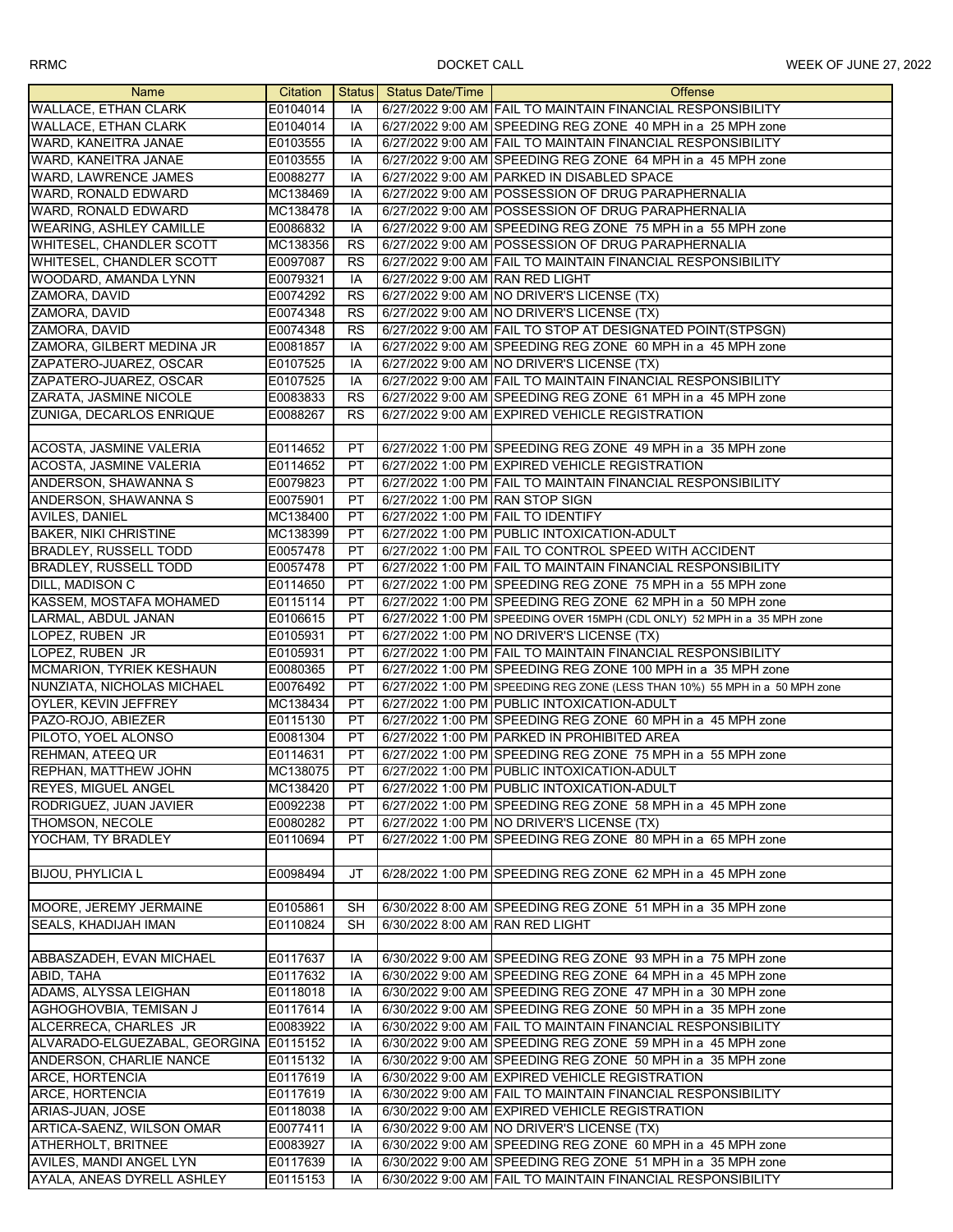| Name | Citation | Status | Status Date/Time | Offense |
|---|---|---|---|---|
| WALLACE, ETHAN CLARK | E0104014 | IA | 6/27/2022 9:00 AM | FAIL TO MAINTAIN FINANCIAL RESPONSIBILITY |
| WALLACE, ETHAN CLARK | E0104014 | IA | 6/27/2022 9:00 AM | SPEEDING REG ZONE 40 MPH in a 25 MPH zone |
| WARD, KANEITRA JANAE | E0103555 | IA | 6/27/2022 9:00 AM | FAIL TO MAINTAIN FINANCIAL RESPONSIBILITY |
| WARD, KANEITRA JANAE | E0103555 | IA | 6/27/2022 9:00 AM | SPEEDING REG ZONE 64 MPH in a 45 MPH zone |
| WARD, LAWRENCE JAMES | E0088277 | IA | 6/27/2022 9:00 AM | PARKED IN DISABLED SPACE |
| WARD, RONALD EDWARD | MC138469 | IA | 6/27/2022 9:00 AM | POSSESSION OF DRUG PARAPHERNALIA |
| WARD, RONALD EDWARD | MC138478 | IA | 6/27/2022 9:00 AM | POSSESSION OF DRUG PARAPHERNALIA |
| WEARING, ASHLEY CAMILLE | E0086832 | IA | 6/27/2022 9:00 AM | SPEEDING REG ZONE 75 MPH in a 55 MPH zone |
| WHITESEL, CHANDLER SCOTT | MC138356 | RS | 6/27/2022 9:00 AM | POSSESSION OF DRUG PARAPHERNALIA |
| WHITESEL, CHANDLER SCOTT | E0097087 | RS | 6/27/2022 9:00 AM | FAIL TO MAINTAIN FINANCIAL RESPONSIBILITY |
| WOODARD, AMANDA LYNN | E0079321 | IA | 6/27/2022 9:00 AM | RAN RED LIGHT |
| ZAMORA, DAVID | E0074292 | RS | 6/27/2022 9:00 AM | NO DRIVER'S LICENSE (TX) |
| ZAMORA, DAVID | E0074348 | RS | 6/27/2022 9:00 AM | NO DRIVER'S LICENSE (TX) |
| ZAMORA, DAVID | E0074348 | RS | 6/27/2022 9:00 AM | FAIL TO STOP AT DESIGNATED POINT(STPSGN) |
| ZAMORA, GILBERT MEDINA JR | E0081857 | IA | 6/27/2022 9:00 AM | SPEEDING REG ZONE 60 MPH in a 45 MPH zone |
| ZAPATERO-JUAREZ, OSCAR | E0107525 | IA | 6/27/2022 9:00 AM | NO DRIVER'S LICENSE (TX) |
| ZAPATERO-JUAREZ, OSCAR | E0107525 | IA | 6/27/2022 9:00 AM | FAIL TO MAINTAIN FINANCIAL RESPONSIBILITY |
| ZARATA, JASMINE NICOLE | E0083833 | RS | 6/27/2022 9:00 AM | SPEEDING REG ZONE 61 MPH in a 45 MPH zone |
| ZUNIGA, DECARLOS ENRIQUE | E0088267 | RS | 6/27/2022 9:00 AM | EXPIRED VEHICLE REGISTRATION |
| | | | | |
| ACOSTA, JASMINE VALERIA | E0114652 | PT | 6/27/2022 1:00 PM | SPEEDING REG ZONE 49 MPH in a 35 MPH zone |
| ACOSTA, JASMINE VALERIA | E0114652 | PT | 6/27/2022 1:00 PM | EXPIRED VEHICLE REGISTRATION |
| ANDERSON, SHAWANNA S | E0079823 | PT | 6/27/2022 1:00 PM | FAIL TO MAINTAIN FINANCIAL RESPONSIBILITY |
| ANDERSON, SHAWANNA S | E0075901 | PT | 6/27/2022 1:00 PM | RAN STOP SIGN |
| AVILES, DANIEL | MC138400 | PT | 6/27/2022 1:00 PM | FAIL TO IDENTIFY |
| BAKER, NIKI CHRISTINE | MC138399 | PT | 6/27/2022 1:00 PM | PUBLIC INTOXICATION-ADULT |
| BRADLEY, RUSSELL TODD | E0057478 | PT | 6/27/2022 1:00 PM | FAIL TO CONTROL SPEED WITH ACCIDENT |
| BRADLEY, RUSSELL TODD | E0057478 | PT | 6/27/2022 1:00 PM | FAIL TO MAINTAIN FINANCIAL RESPONSIBILITY |
| DILL, MADISON C | E0114650 | PT | 6/27/2022 1:00 PM | SPEEDING REG ZONE 75 MPH in a 55 MPH zone |
| KASSEM, MOSTAFA MOHAMED | E0115114 | PT | 6/27/2022 1:00 PM | SPEEDING REG ZONE 62 MPH in a 50 MPH zone |
| LARMAL, ABDUL JANAN | E0106615 | PT | 6/27/2022 1:00 PM | SPEEDING OVER 15MPH (CDL ONLY) 52 MPH in a 35 MPH zone |
| LOPEZ, RUBEN JR | E0105931 | PT | 6/27/2022 1:00 PM | NO DRIVER'S LICENSE (TX) |
| LOPEZ, RUBEN JR | E0105931 | PT | 6/27/2022 1:00 PM | FAIL TO MAINTAIN FINANCIAL RESPONSIBILITY |
| MCMARION, TYRIEK KESHAUN | E0080365 | PT | 6/27/2022 1:00 PM | SPEEDING REG ZONE 100 MPH in a 35 MPH zone |
| NUNZIATA, NICHOLAS MICHAEL | E0076492 | PT | 6/27/2022 1:00 PM | SPEEDING REG ZONE (LESS THAN 10%) 55 MPH in a 50 MPH zone |
| OYLER, KEVIN JEFFREY | MC138434 | PT | 6/27/2022 1:00 PM | PUBLIC INTOXICATION-ADULT |
| PAZO-ROJO, ABIEZER | E0115130 | PT | 6/27/2022 1:00 PM | SPEEDING REG ZONE 60 MPH in a 45 MPH zone |
| PILOTO, YOEL ALONSO | E0081304 | PT | 6/27/2022 1:00 PM | PARKED IN PROHIBITED AREA |
| REHMAN, ATEEQ UR | E0114631 | PT | 6/27/2022 1:00 PM | SPEEDING REG ZONE 75 MPH in a 55 MPH zone |
| REPHAN, MATTHEW JOHN | MC138075 | PT | 6/27/2022 1:00 PM | PUBLIC INTOXICATION-ADULT |
| REYES, MIGUEL ANGEL | MC138420 | PT | 6/27/2022 1:00 PM | PUBLIC INTOXICATION-ADULT |
| RODRIGUEZ, JUAN JAVIER | E0092238 | PT | 6/27/2022 1:00 PM | SPEEDING REG ZONE 58 MPH in a 45 MPH zone |
| THOMSON, NECOLE | E0080282 | PT | 6/27/2022 1:00 PM | NO DRIVER'S LICENSE (TX) |
| YOCHAM, TY BRADLEY | E0110694 | PT | 6/27/2022 1:00 PM | SPEEDING REG ZONE 80 MPH in a 65 MPH zone |
| | | | | |
| BIJOU, PHYLICIA L | E0098494 | JT | 6/28/2022 1:00 PM | SPEEDING REG ZONE 62 MPH in a 45 MPH zone |
| | | | | |
| MOORE, JEREMY JERMAINE | E0105861 | SH | 6/30/2022 8:00 AM | SPEEDING REG ZONE 51 MPH in a 35 MPH zone |
| SEALS, KHADIJAH IMAN | E0110824 | SH | 6/30/2022 8:00 AM | RAN RED LIGHT |
| | | | | |
| ABBASZADEH, EVAN MICHAEL | E0117637 | IA | 6/30/2022 9:00 AM | SPEEDING REG ZONE 93 MPH in a 75 MPH zone |
| ABID, TAHA | E0117632 | IA | 6/30/2022 9:00 AM | SPEEDING REG ZONE 64 MPH in a 45 MPH zone |
| ADAMS, ALYSSA LEIGHAN | E0118018 | IA | 6/30/2022 9:00 AM | SPEEDING REG ZONE 47 MPH in a 30 MPH zone |
| AGHOGHOVBIA, TEMISAN J | E0117614 | IA | 6/30/2022 9:00 AM | SPEEDING REG ZONE 50 MPH in a 35 MPH zone |
| ALCERRECA, CHARLES JR | E0083922 | IA | 6/30/2022 9:00 AM | FAIL TO MAINTAIN FINANCIAL RESPONSIBILITY |
| ALVARADO-ELGUEZABAL, GEORGINA | E0115152 | IA | 6/30/2022 9:00 AM | SPEEDING REG ZONE 59 MPH in a 45 MPH zone |
| ANDERSON, CHARLIE NANCE | E0115132 | IA | 6/30/2022 9:00 AM | SPEEDING REG ZONE 50 MPH in a 35 MPH zone |
| ARCE, HORTENCIA | E0117619 | IA | 6/30/2022 9:00 AM | EXPIRED VEHICLE REGISTRATION |
| ARCE, HORTENCIA | E0117619 | IA | 6/30/2022 9:00 AM | FAIL TO MAINTAIN FINANCIAL RESPONSIBILITY |
| ARIAS-JUAN, JOSE | E0118038 | IA | 6/30/2022 9:00 AM | EXPIRED VEHICLE REGISTRATION |
| ARTICA-SAENZ, WILSON OMAR | E0077411 | IA | 6/30/2022 9:00 AM | NO DRIVER'S LICENSE (TX) |
| ATHERHOLT, BRITNEE | E0083927 | IA | 6/30/2022 9:00 AM | SPEEDING REG ZONE 60 MPH in a 45 MPH zone |
| AVILES, MANDI ANGEL LYN | E0117639 | IA | 6/30/2022 9:00 AM | SPEEDING REG ZONE 51 MPH in a 35 MPH zone |
| AYALA, ANEAS DYRELL ASHLEY | E0115153 | IA | 6/30/2022 9:00 AM | FAIL TO MAINTAIN FINANCIAL RESPONSIBILITY |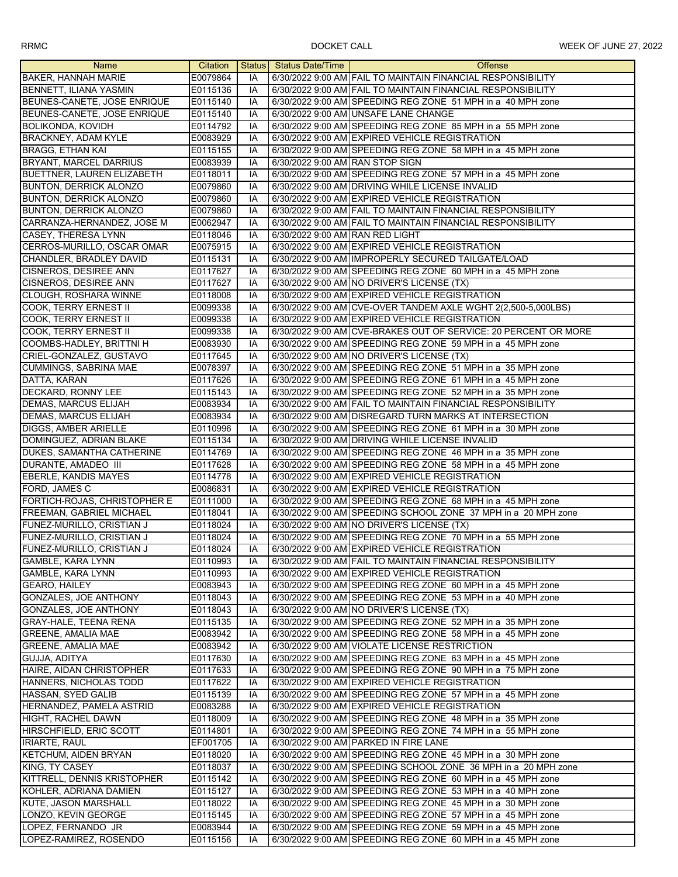| Name | Citation | Status | Status Date/Time | Offense |
|---|---|---|---|---|
| BAKER, HANNAH MARIE | E0079864 | IA | 6/30/2022 9:00 AM | FAIL TO MAINTAIN FINANCIAL RESPONSIBILITY |
| BENNETT, ILIANA YASMIN | E0115136 | IA | 6/30/2022 9:00 AM | FAIL TO MAINTAIN FINANCIAL RESPONSIBILITY |
| BEUNES-CANETE, JOSE ENRIQUE | E0115140 | IA | 6/30/2022 9:00 AM | SPEEDING REG ZONE 51 MPH in a 40 MPH zone |
| BEUNES-CANETE, JOSE ENRIQUE | E0115140 | IA | 6/30/2022 9:00 AM | UNSAFE LANE CHANGE |
| BOLIKONDA, KOVIDH | E0114792 | IA | 6/30/2022 9:00 AM | SPEEDING REG ZONE 85 MPH in a 55 MPH zone |
| BRACKNEY, ADAM KYLE | E0083929 | IA | 6/30/2022 9:00 AM | EXPIRED VEHICLE REGISTRATION |
| BRAGG, ETHAN KAI | E0115155 | IA | 6/30/2022 9:00 AM | SPEEDING REG ZONE 58 MPH in a 45 MPH zone |
| BRYANT, MARCEL DARRIUS | E0083939 | IA | 6/30/2022 9:00 AM | RAN STOP SIGN |
| BUETTNER, LAUREN ELIZABETH | E0118011 | IA | 6/30/2022 9:00 AM | SPEEDING REG ZONE 57 MPH in a 45 MPH zone |
| BUNTON, DERRICK ALONZO | E0079860 | IA | 6/30/2022 9:00 AM | DRIVING WHILE LICENSE INVALID |
| BUNTON, DERRICK ALONZO | E0079860 | IA | 6/30/2022 9:00 AM | EXPIRED VEHICLE REGISTRATION |
| BUNTON, DERRICK ALONZO | E0079860 | IA | 6/30/2022 9:00 AM | FAIL TO MAINTAIN FINANCIAL RESPONSIBILITY |
| CARRANZA-HERNANDEZ, JOSE M | E0062947 | IA | 6/30/2022 9:00 AM | FAIL TO MAINTAIN FINANCIAL RESPONSIBILITY |
| CASEY, THERESA LYNN | E0118046 | IA | 6/30/2022 9:00 AM | RAN RED LIGHT |
| CERROS-MURILLO, OSCAR OMAR | E0075915 | IA | 6/30/2022 9:00 AM | EXPIRED VEHICLE REGISTRATION |
| CHANDLER, BRADLEY DAVID | E0115131 | IA | 6/30/2022 9:00 AM | IMPROPERLY SECURED TAILGATE/LOAD |
| CISNEROS, DESIREE ANN | E0117627 | IA | 6/30/2022 9:00 AM | SPEEDING REG ZONE 60 MPH in a 45 MPH zone |
| CISNEROS, DESIREE ANN | E0117627 | IA | 6/30/2022 9:00 AM | NO DRIVER'S LICENSE (TX) |
| CLOUGH, ROSHARA WINNE | E0118008 | IA | 6/30/2022 9:00 AM | EXPIRED VEHICLE REGISTRATION |
| COOK, TERRY ERNEST II | E0099338 | IA | 6/30/2022 9:00 AM | CVE-OVER TANDEM AXLE WGHT 2(2,500-5,000LBS) |
| COOK, TERRY ERNEST II | E0099338 | IA | 6/30/2022 9:00 AM | EXPIRED VEHICLE REGISTRATION |
| COOK, TERRY ERNEST II | E0099338 | IA | 6/30/2022 9:00 AM | CVE-BRAKES OUT OF SERVICE: 20 PERCENT OR MORE |
| COOMBS-HADLEY, BRITTNI H | E0083930 | IA | 6/30/2022 9:00 AM | SPEEDING REG ZONE 59 MPH in a 45 MPH zone |
| CRIEL-GONZALEZ, GUSTAVO | E0117645 | IA | 6/30/2022 9:00 AM | NO DRIVER'S LICENSE (TX) |
| CUMMINGS, SABRINA MAE | E0078397 | IA | 6/30/2022 9:00 AM | SPEEDING REG ZONE 51 MPH in a 35 MPH zone |
| DATTA, KARAN | E0117626 | IA | 6/30/2022 9:00 AM | SPEEDING REG ZONE 61 MPH in a 45 MPH zone |
| DECKARD, RONNY LEE | E0115143 | IA | 6/30/2022 9:00 AM | SPEEDING REG ZONE 52 MPH in a 35 MPH zone |
| DEMAS, MARCUS ELIJAH | E0083934 | IA | 6/30/2022 9:00 AM | FAIL TO MAINTAIN FINANCIAL RESPONSIBILITY |
| DEMAS, MARCUS ELIJAH | E0083934 | IA | 6/30/2022 9:00 AM | DISREGARD TURN MARKS AT INTERSECTION |
| DIGGS, AMBER ARIELLE | E0110996 | IA | 6/30/2022 9:00 AM | SPEEDING REG ZONE 61 MPH in a 30 MPH zone |
| DOMINGUEZ, ADRIAN BLAKE | E0115134 | IA | 6/30/2022 9:00 AM | DRIVING WHILE LICENSE INVALID |
| DUKES, SAMANTHA CATHERINE | E0114769 | IA | 6/30/2022 9:00 AM | SPEEDING REG ZONE 46 MPH in a 35 MPH zone |
| DURANTE, AMADEO III | E0117628 | IA | 6/30/2022 9:00 AM | SPEEDING REG ZONE 58 MPH in a 45 MPH zone |
| EBERLE, KANDIS MAYES | E0114778 | IA | 6/30/2022 9:00 AM | EXPIRED VEHICLE REGISTRATION |
| FORD, JAMES C | E0086831 | IA | 6/30/2022 9:00 AM | EXPIRED VEHICLE REGISTRATION |
| FORTICH-ROJAS, CHRISTOPHER E | E0111000 | IA | 6/30/2022 9:00 AM | SPEEDING REG ZONE 68 MPH in a 45 MPH zone |
| FREEMAN, GABRIEL MICHAEL | E0118041 | IA | 6/30/2022 9:00 AM | SPEEDING SCHOOL ZONE 37 MPH in a 20 MPH zone |
| FUNEZ-MURILLO, CRISTIAN J | E0118024 | IA | 6/30/2022 9:00 AM | NO DRIVER'S LICENSE (TX) |
| FUNEZ-MURILLO, CRISTIAN J | E0118024 | IA | 6/30/2022 9:00 AM | SPEEDING REG ZONE 70 MPH in a 55 MPH zone |
| FUNEZ-MURILLO, CRISTIAN J | E0118024 | IA | 6/30/2022 9:00 AM | EXPIRED VEHICLE REGISTRATION |
| GAMBLE, KARA LYNN | E0110993 | IA | 6/30/2022 9:00 AM | FAIL TO MAINTAIN FINANCIAL RESPONSIBILITY |
| GAMBLE, KARA LYNN | E0110993 | IA | 6/30/2022 9:00 AM | EXPIRED VEHICLE REGISTRATION |
| GEARO, HAILEY | E0083943 | IA | 6/30/2022 9:00 AM | SPEEDING REG ZONE 60 MPH in a 45 MPH zone |
| GONZALES, JOE ANTHONY | E0118043 | IA | 6/30/2022 9:00 AM | SPEEDING REG ZONE 53 MPH in a 40 MPH zone |
| GONZALES, JOE ANTHONY | E0118043 | IA | 6/30/2022 9:00 AM | NO DRIVER'S LICENSE (TX) |
| GRAY-HALE, TEENA RENA | E0115135 | IA | 6/30/2022 9:00 AM | SPEEDING REG ZONE 52 MPH in a 35 MPH zone |
| GREENE, AMALIA MAE | E0083942 | IA | 6/30/2022 9:00 AM | SPEEDING REG ZONE 58 MPH in a 45 MPH zone |
| GREENE, AMALIA MAE | E0083942 | IA | 6/30/2022 9:00 AM | VIOLATE LICENSE RESTRICTION |
| GUJJA, ADITYA | E0117630 | IA | 6/30/2022 9:00 AM | SPEEDING REG ZONE 63 MPH in a 45 MPH zone |
| HAIRE, AIDAN CHRISTOPHER | E0117633 | IA | 6/30/2022 9:00 AM | SPEEDING REG ZONE 90 MPH in a 75 MPH zone |
| HANNERS, NICHOLAS TODD | E0117622 | IA | 6/30/2022 9:00 AM | EXPIRED VEHICLE REGISTRATION |
| HASSAN, SYED GALIB | E0115139 | IA | 6/30/2022 9:00 AM | SPEEDING REG ZONE 57 MPH in a 45 MPH zone |
| HERNANDEZ, PAMELA ASTRID | E0083288 | IA | 6/30/2022 9:00 AM | EXPIRED VEHICLE REGISTRATION |
| HIGHT, RACHEL DAWN | E0118009 | IA | 6/30/2022 9:00 AM | SPEEDING REG ZONE 48 MPH in a 35 MPH zone |
| HIRSCHFIELD, ERIC SCOTT | E0114801 | IA | 6/30/2022 9:00 AM | SPEEDING REG ZONE 74 MPH in a 55 MPH zone |
| IRIARTE, RAUL | EF001705 | IA | 6/30/2022 9:00 AM | PARKED IN FIRE LANE |
| KETCHUM, AIDEN BRYAN | E0118020 | IA | 6/30/2022 9:00 AM | SPEEDING REG ZONE 45 MPH in a 30 MPH zone |
| KING, TY CASEY | E0118037 | IA | 6/30/2022 9:00 AM | SPEEDING SCHOOL ZONE 36 MPH in a 20 MPH zone |
| KITTRELL, DENNIS KRISTOPHER | E0115142 | IA | 6/30/2022 9:00 AM | SPEEDING REG ZONE 60 MPH in a 45 MPH zone |
| KOHLER, ADRIANA DAMIEN | E0115127 | IA | 6/30/2022 9:00 AM | SPEEDING REG ZONE 53 MPH in a 40 MPH zone |
| KUTE, JASON MARSHALL | E0118022 | IA | 6/30/2022 9:00 AM | SPEEDING REG ZONE 45 MPH in a 30 MPH zone |
| LONZO, KEVIN GEORGE | E0115145 | IA | 6/30/2022 9:00 AM | SPEEDING REG ZONE 57 MPH in a 45 MPH zone |
| LOPEZ, FERNANDO JR | E0083944 | IA | 6/30/2022 9:00 AM | SPEEDING REG ZONE 59 MPH in a 45 MPH zone |
| LOPEZ-RAMIREZ, ROSENDO | E0115156 | IA | 6/30/2022 9:00 AM | SPEEDING REG ZONE 60 MPH in a 45 MPH zone |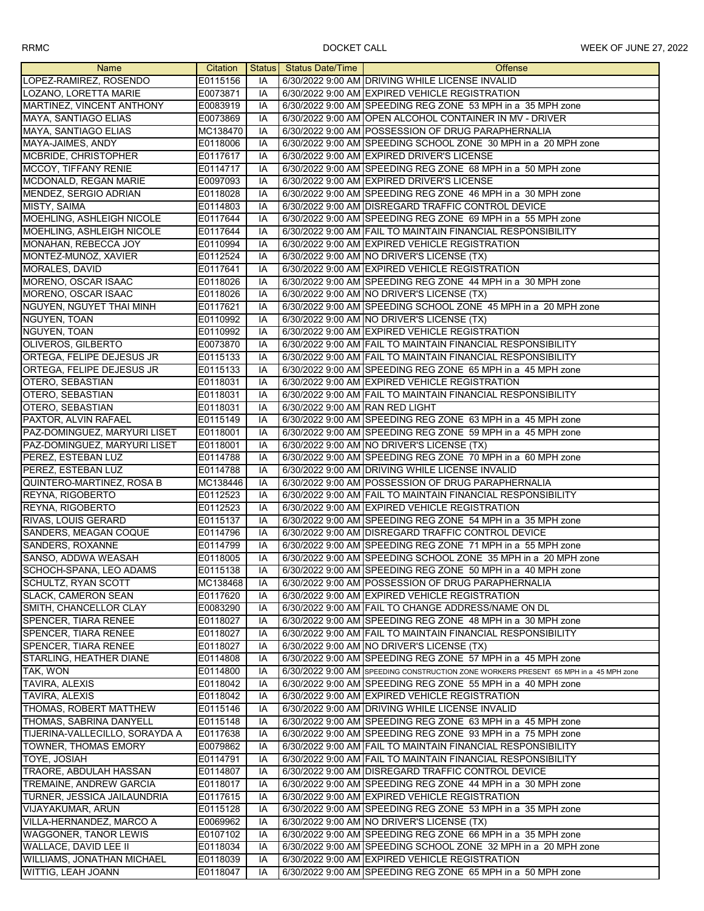| Name | Citation | Status | Status Date/Time | Offense |
|---|---|---|---|---|
| LOPEZ-RAMIREZ, ROSENDO | E0115156 | IA | 6/30/2022 9:00 AM | DRIVING WHILE LICENSE INVALID |
| LOZANO, LORETTA MARIE | E0073871 | IA | 6/30/2022 9:00 AM | EXPIRED VEHICLE REGISTRATION |
| MARTINEZ, VINCENT ANTHONY | E0083919 | IA | 6/30/2022 9:00 AM | SPEEDING REG ZONE 53 MPH in a 35 MPH zone |
| MAYA, SANTIAGO ELIAS | E0073869 | IA | 6/30/2022 9:00 AM | OPEN ALCOHOL CONTAINER IN MV - DRIVER |
| MAYA, SANTIAGO ELIAS | MC138470 | IA | 6/30/2022 9:00 AM | POSSESSION OF DRUG PARAPHERNALIA |
| MAYA-JAIMES, ANDY | E0118006 | IA | 6/30/2022 9:00 AM | SPEEDING SCHOOL ZONE 30 MPH in a 20 MPH zone |
| MCBRIDE, CHRISTOPHER | E0117617 | IA | 6/30/2022 9:00 AM | EXPIRED DRIVER'S LICENSE |
| MCCOY, TIFFANY RENIE | E0114717 | IA | 6/30/2022 9:00 AM | SPEEDING REG ZONE 68 MPH in a 50 MPH zone |
| MCDONALD, REGAN MARIE | E0097093 | IA | 6/30/2022 9:00 AM | EXPIRED DRIVER'S LICENSE |
| MENDEZ, SERGIO ADRIAN | E0118028 | IA | 6/30/2022 9:00 AM | SPEEDING REG ZONE 46 MPH in a 30 MPH zone |
| MISTY, SAIMA | E0114803 | IA | 6/30/2022 9:00 AM | DISREGARD TRAFFIC CONTROL DEVICE |
| MOEHLING, ASHLEIGH NICOLE | E0117644 | IA | 6/30/2022 9:00 AM | SPEEDING REG ZONE 69 MPH in a 55 MPH zone |
| MOEHLING, ASHLEIGH NICOLE | E0117644 | IA | 6/30/2022 9:00 AM | FAIL TO MAINTAIN FINANCIAL RESPONSIBILITY |
| MONAHAN, REBECCA JOY | E0110994 | IA | 6/30/2022 9:00 AM | EXPIRED VEHICLE REGISTRATION |
| MONTEZ-MUNOZ, XAVIER | E0112524 | IA | 6/30/2022 9:00 AM | NO DRIVER'S LICENSE (TX) |
| MORALES, DAVID | E0117641 | IA | 6/30/2022 9:00 AM | EXPIRED VEHICLE REGISTRATION |
| MORENO, OSCAR ISAAC | E0118026 | IA | 6/30/2022 9:00 AM | SPEEDING REG ZONE 44 MPH in a 30 MPH zone |
| MORENO, OSCAR ISAAC | E0118026 | IA | 6/30/2022 9:00 AM | NO DRIVER'S LICENSE (TX) |
| NGUYEN, NGUYET THAI MINH | E0117621 | IA | 6/30/2022 9:00 AM | SPEEDING SCHOOL ZONE 45 MPH in a 20 MPH zone |
| NGUYEN, TOAN | E0110992 | IA | 6/30/2022 9:00 AM | NO DRIVER'S LICENSE (TX) |
| NGUYEN, TOAN | E0110992 | IA | 6/30/2022 9:00 AM | EXPIRED VEHICLE REGISTRATION |
| OLIVEROS, GILBERTO | E0073870 | IA | 6/30/2022 9:00 AM | FAIL TO MAINTAIN FINANCIAL RESPONSIBILITY |
| ORTEGA, FELIPE DEJESUS JR | E0115133 | IA | 6/30/2022 9:00 AM | FAIL TO MAINTAIN FINANCIAL RESPONSIBILITY |
| ORTEGA, FELIPE DEJESUS JR | E0115133 | IA | 6/30/2022 9:00 AM | SPEEDING REG ZONE 65 MPH in a 45 MPH zone |
| OTERO, SEBASTIAN | E0118031 | IA | 6/30/2022 9:00 AM | EXPIRED VEHICLE REGISTRATION |
| OTERO, SEBASTIAN | E0118031 | IA | 6/30/2022 9:00 AM | FAIL TO MAINTAIN FINANCIAL RESPONSIBILITY |
| OTERO, SEBASTIAN | E0118031 | IA | 6/30/2022 9:00 AM | RAN RED LIGHT |
| PAXTOR, ALVIN RAFAEL | E0115149 | IA | 6/30/2022 9:00 AM | SPEEDING REG ZONE 63 MPH in a 45 MPH zone |
| PAZ-DOMINGUEZ, MARYURI LISET | E0118001 | IA | 6/30/2022 9:00 AM | SPEEDING REG ZONE 59 MPH in a 45 MPH zone |
| PAZ-DOMINGUEZ, MARYURI LISET | E0118001 | IA | 6/30/2022 9:00 AM | NO DRIVER'S LICENSE (TX) |
| PEREZ, ESTEBAN LUZ | E0114788 | IA | 6/30/2022 9:00 AM | SPEEDING REG ZONE 70 MPH in a 60 MPH zone |
| PEREZ, ESTEBAN LUZ | E0114788 | IA | 6/30/2022 9:00 AM | DRIVING WHILE LICENSE INVALID |
| QUINTERO-MARTINEZ, ROSA B | MC138446 | IA | 6/30/2022 9:00 AM | POSSESSION OF DRUG PARAPHERNALIA |
| REYNA, RIGOBERTO | E0112523 | IA | 6/30/2022 9:00 AM | FAIL TO MAINTAIN FINANCIAL RESPONSIBILITY |
| REYNA, RIGOBERTO | E0112523 | IA | 6/30/2022 9:00 AM | EXPIRED VEHICLE REGISTRATION |
| RIVAS, LOUIS GERARD | E0115137 | IA | 6/30/2022 9:00 AM | SPEEDING REG ZONE 54 MPH in a 35 MPH zone |
| SANDERS, MEAGAN COQUE | E0114796 | IA | 6/30/2022 9:00 AM | DISREGARD TRAFFIC CONTROL DEVICE |
| SANDERS, ROXANNE | E0114799 | IA | 6/30/2022 9:00 AM | SPEEDING REG ZONE 71 MPH in a 55 MPH zone |
| SANSO, ADDWA WEASAH | E0118005 | IA | 6/30/2022 9:00 AM | SPEEDING SCHOOL ZONE 35 MPH in a 20 MPH zone |
| SCHOCH-SPANA, LEO ADAMS | E0115138 | IA | 6/30/2022 9:00 AM | SPEEDING REG ZONE 50 MPH in a 40 MPH zone |
| SCHULTZ, RYAN SCOTT | MC138468 | IA | 6/30/2022 9:00 AM | POSSESSION OF DRUG PARAPHERNALIA |
| SLACK, CAMERON SEAN | E0117620 | IA | 6/30/2022 9:00 AM | EXPIRED VEHICLE REGISTRATION |
| SMITH, CHANCELLOR CLAY | E0083290 | IA | 6/30/2022 9:00 AM | FAIL TO CHANGE ADDRESS/NAME ON DL |
| SPENCER, TIARA RENEE | E0118027 | IA | 6/30/2022 9:00 AM | SPEEDING REG ZONE 48 MPH in a 30 MPH zone |
| SPENCER, TIARA RENEE | E0118027 | IA | 6/30/2022 9:00 AM | FAIL TO MAINTAIN FINANCIAL RESPONSIBILITY |
| SPENCER, TIARA RENEE | E0118027 | IA | 6/30/2022 9:00 AM | NO DRIVER'S LICENSE (TX) |
| STARLING, HEATHER DIANE | E0114808 | IA | 6/30/2022 9:00 AM | SPEEDING REG ZONE 57 MPH in a 45 MPH zone |
| TAK, WON | E0114800 | IA | 6/30/2022 9:00 AM | SPEEDING CONSTRUCTION ZONE WORKERS PRESENT 65 MPH in a 45 MPH zone |
| TAVIRA, ALEXIS | E0118042 | IA | 6/30/2022 9:00 AM | SPEEDING REG ZONE 55 MPH in a 40 MPH zone |
| TAVIRA, ALEXIS | E0118042 | IA | 6/30/2022 9:00 AM | EXPIRED VEHICLE REGISTRATION |
| THOMAS, ROBERT MATTHEW | E0115146 | IA | 6/30/2022 9:00 AM | DRIVING WHILE LICENSE INVALID |
| THOMAS, SABRINA DANYELL | E0115148 | IA | 6/30/2022 9:00 AM | SPEEDING REG ZONE 63 MPH in a 45 MPH zone |
| TIJERINA-VALLECILLO, SORAYDA A | E0117638 | IA | 6/30/2022 9:00 AM | SPEEDING REG ZONE 93 MPH in a 75 MPH zone |
| TOWNER, THOMAS EMORY | E0079862 | IA | 6/30/2022 9:00 AM | FAIL TO MAINTAIN FINANCIAL RESPONSIBILITY |
| TOYE, JOSIAH | E0114791 | IA | 6/30/2022 9:00 AM | FAIL TO MAINTAIN FINANCIAL RESPONSIBILITY |
| TRAORE, ABDULAH HASSAN | E0114807 | IA | 6/30/2022 9:00 AM | DISREGARD TRAFFIC CONTROL DEVICE |
| TREMAINE, ANDREW GARCIA | E0118017 | IA | 6/30/2022 9:00 AM | SPEEDING REG ZONE 44 MPH in a 30 MPH zone |
| TURNER, JESSICA JAILAUNDRIA | E0117615 | IA | 6/30/2022 9:00 AM | EXPIRED VEHICLE REGISTRATION |
| VIJAYAKUMAR, ARUN | E0115128 | IA | 6/30/2022 9:00 AM | SPEEDING REG ZONE 53 MPH in a 35 MPH zone |
| VILLA-HERNANDEZ, MARCO A | E0069962 | IA | 6/30/2022 9:00 AM | NO DRIVER'S LICENSE (TX) |
| WAGGONER, TANOR LEWIS | E0107102 | IA | 6/30/2022 9:00 AM | SPEEDING REG ZONE 66 MPH in a 35 MPH zone |
| WALLACE, DAVID LEE II | E0118034 | IA | 6/30/2022 9:00 AM | SPEEDING SCHOOL ZONE 32 MPH in a 20 MPH zone |
| WILLIAMS, JONATHAN MICHAEL | E0118039 | IA | 6/30/2022 9:00 AM | EXPIRED VEHICLE REGISTRATION |
| WITTIG, LEAH JOANN | E0118047 | IA | 6/30/2022 9:00 AM | SPEEDING REG ZONE 65 MPH in a 50 MPH zone |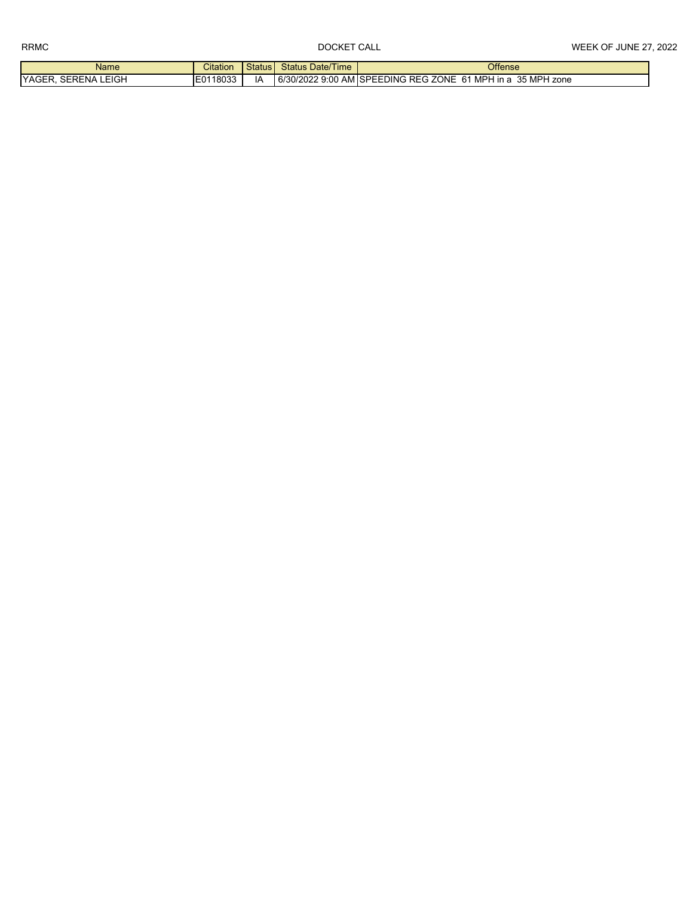| Name | Citation | Status | Status Date/Time | Offense |
| --- | --- | --- | --- | --- |
| YAGER, SERENA LEIGH | E0118033 | IA | 6/30/2022 9:00 AM | SPEEDING REG ZONE 61 MPH in a 35 MPH zone |